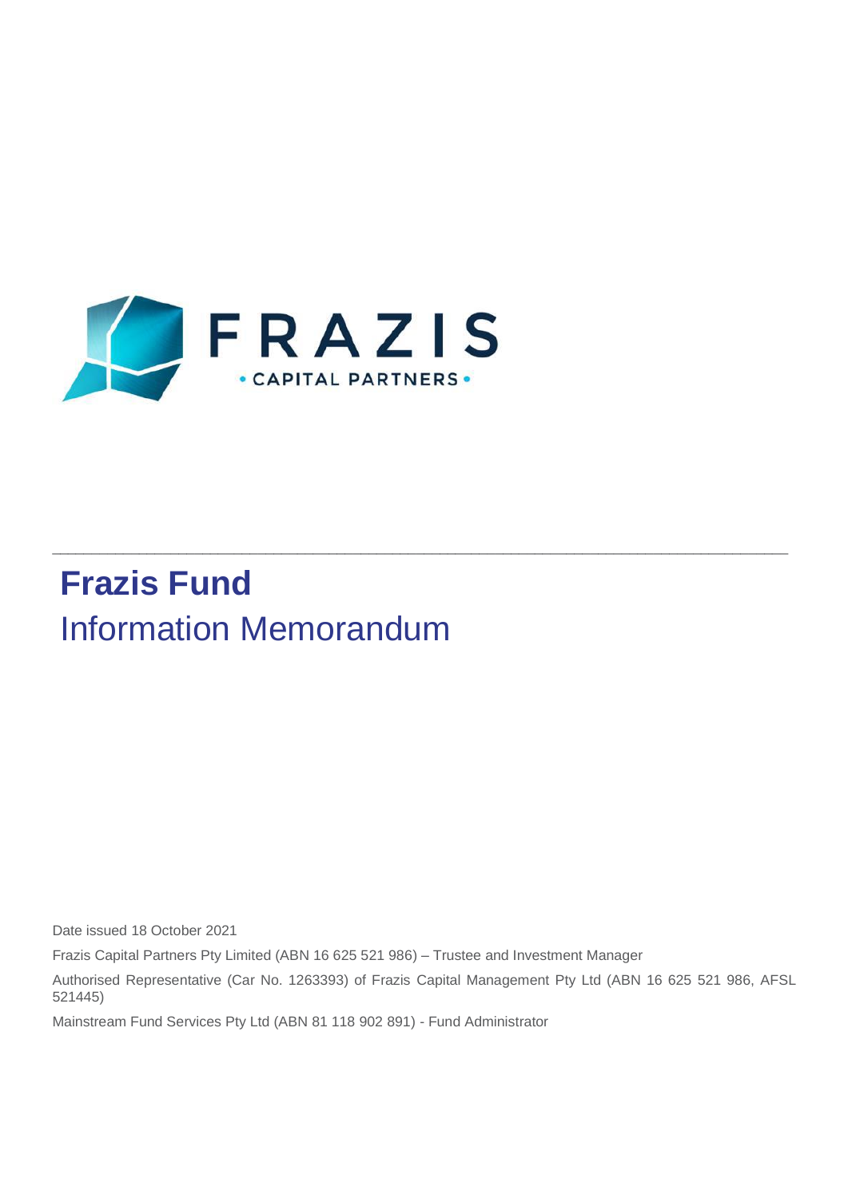# Frazis Fund

## Information Memorandum

Date issued 18 October 2021

Frazis Capital Partners Pty Limited (ABN 16 625 521 986) – Trustee and Investment Manager

Authorised Representative (Car No. 1263393) of Frazis Capital Management Pty Ltd (ABN 16 625 521 986, AFSL 521445)

Mainstream Fund Services Pty Ltd (ABN 81 118 902 891) - Fund Administrator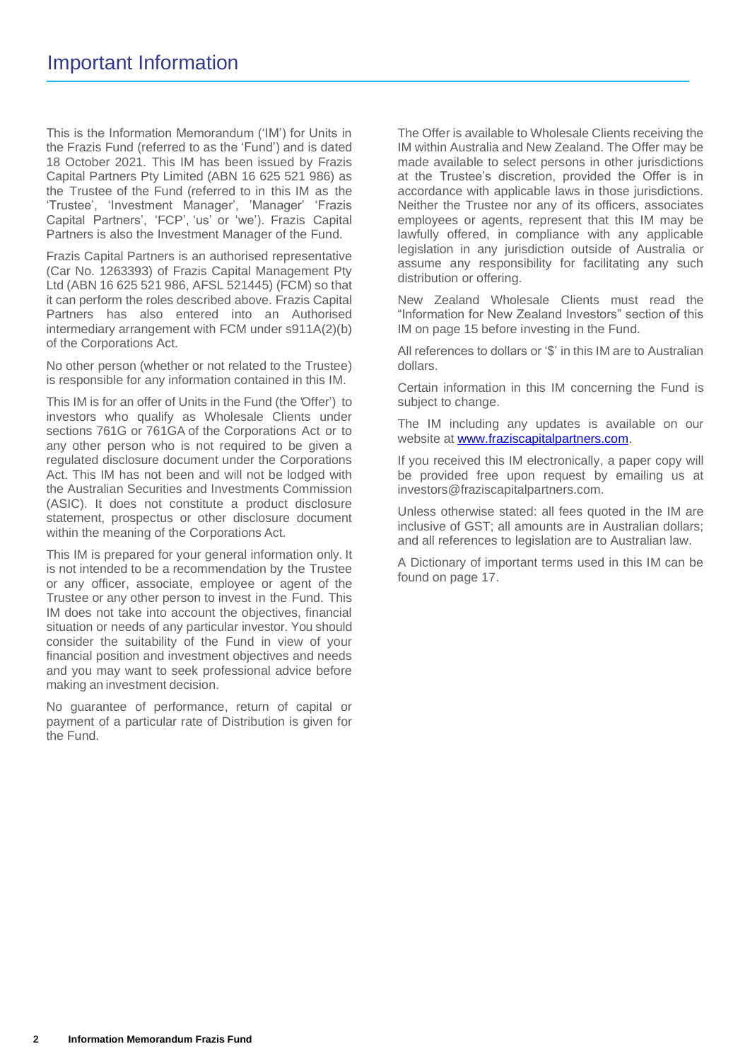# Important Information

This is the Information Memorandum ('IM') for Units in the Frazis Fund (referred to as the 'Fund') and is dated 18 October 2021. This IM has been issued by Frazis Capital Partners Pty Limited (ABN 16 625 521 986) as the Trustee of the Fund (referred to in this IM as the 'Trustee', 'Investment Manager', 'Manager' 'Frazis Capital Partners', 'FCP', 'us' or 'we'). Frazis Capital Partners is also the Investment Manager of the Fund.

Frazis Capital Partners is an authorised representative (Car No. 1263393) of Frazis Capital Management Pty Ltd (ABN 16 625 521 986, AFSL 521445) (FCM) so that it can perform the roles described above. Frazis Capital Partners has also entered into an Authorised intermediary arrangement with FCM under s911A(2)(b) of the Corporations Act.

No other person (whether or not related to the Trustee) is responsible for any information contained in this IM.

This IM is for an offer of Units in the Fund (the 'Offer') to investors who qualify as Wholesale Clients under sections 761G or 761GA of the Corporations Act or to any other person who is not required to be given a regulated disclosure document under the Corporations Act. This IM has not been and will not be lodged with the Australian Securities and Investments Commission (ASIC). It does not constitute a product disclosure statement, prospectus or other disclosure document within the meaning of the Corporations Act.

This IM is prepared for your general information only. It is not intended to be a recommendation by the Trustee or any officer, associate, employee or agent of the Trustee or any other person to invest in the Fund. This IM does not take into account the objectives, financial situation or needs of any particular investor. You should consider the suitability of the Fund in view of your financial position and investment objectives and needs and you may want to seek professional advice before making an investment decision.

No guarantee of performance, return of capital or payment of a particular rate of Distribution is given for the Fund.

The Offer is available to Wholesale Clients receiving the IM within Australia and New Zealand. The Offer may be made available to select persons in other jurisdictions at the Trustee's discretion, provided the Offer is in accordance with applicable laws in those jurisdictions. Neither the Trustee nor any of its officers, associates employees or agents, represent that this IM may be lawfully offered, in compliance with any applicable legislation in any jurisdiction outside of Australia or assume any responsibility for facilitating any such distribution or offering.

New Zealand Wholesale Clients must read the "Information for New Zealand Investors" section of this IM on page 15 before investing in the Fund.

All references to dollars or '$' in this IM are to Australian dollars.

Certain information in this IM concerning the Fund is subject to change.

The IM including any updates is available on our website at [www.fraziscapitalpartners.com](http://www.fraziscapitalpartners.com).

If you received this IM electronically, a paper copy will be provided free upon request by emailing us at investors@fraziscapitalpartners.com.

Unless otherwise stated: all fees quoted in the IM are inclusive of GST; all amounts are in Australian dollars; and all references to legislation are to Australian law.

A Dictionary of important terms used in this IM can be found on page 17.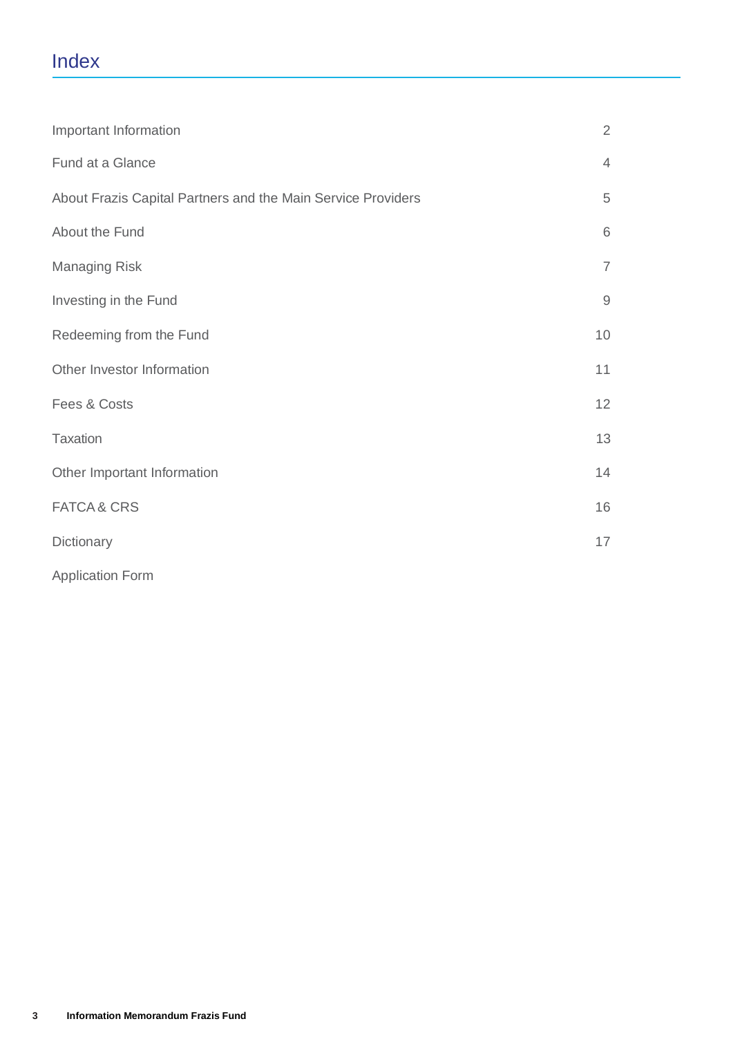# Index

| | |
|---|---|
| Important Information | 2 |
| Fund at a Glance | 4 |
| About Frazis Capital Partners and the Main Service Providers | 5 |
| About the Fund | 6 |
| Managing Risk | 7 |
| Investing in the Fund | 9 |
| Redeeming from the Fund | 10 |
| Other Investor Information | 11 |
| Fees & Costs | 12 |
| Taxation | 13 |
| Other Important Information | 14 |
| FATCA & CRS | 16 |
| Dictionary | 17 |
| Application Form | |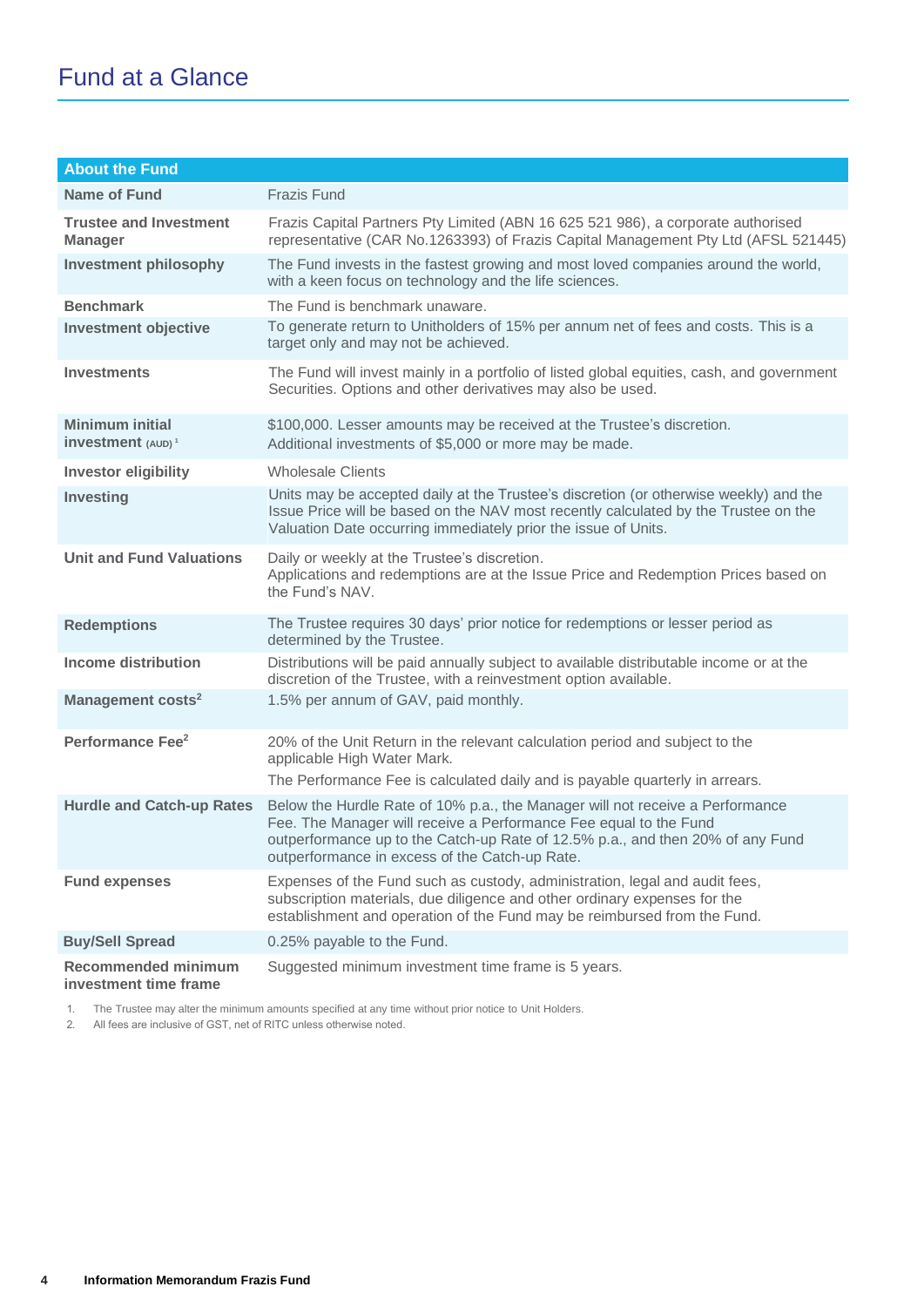# Fund at a Glance

| About the Fund | |
|---|---|
| **Name of Fund** | Frazis Fund |
| **Trustee and Investment Manager** | Frazis Capital Partners Pty Limited (ABN 16 625 521 986), a corporate authorised representative (CAR No.1263393) of Frazis Capital Management Pty Ltd (AFSL 521445) |
| **Investment philosophy** | The Fund invests in the fastest growing and most loved companies around the world, with a keen focus on technology and the life sciences. |
| **Benchmark** | The Fund is benchmark unaware. |
| **Investment objective** | To generate return to Unitholders of 15% per annum net of fees and costs. This is a target only and may not be achieved. |
| **Investments** | The Fund will invest mainly in a portfolio of listed global equities, cash, and government Securities. Options and other derivatives may also be used. |
| **Minimum initial investment** (AUD)[1] | \$100,000. Lesser amounts may be received at the Trustee's discretion. Additional investments of \$5,000 or more may be made. |
| **Investor eligibility** | Wholesale Clients |
| **Investing** | Units may be accepted daily at the Trustee's discretion (or otherwise weekly) and the Issue Price will be based on the NAV most recently calculated by the Trustee on the Valuation Date occurring immediately prior the issue of Units. |
| **Unit and Fund Valuations** | Daily or weekly at the Trustee's discretion. Applications and redemptions are at the Issue Price and Redemption Prices based on the Fund's NAV. |
| **Redemptions** | The Trustee requires 30 days' prior notice for redemptions or lesser period as determined by the Trustee. |
| **Income distribution** | Distributions will be paid annually subject to available distributable income or at the discretion of the Trustee, with a reinvestment option available. |
| **Management costs**[2] | 1.5% per annum of GAV, paid monthly. |
| **Performance Fee**[2] | 20% of the Unit Return in the relevant calculation period and subject to the applicable High Water Mark. The Performance Fee is calculated daily and is payable quarterly in arrears. |
| **Hurdle and Catch-up Rates** | Below the Hurdle Rate of 10% p.a., the Manager will not receive a Performance Fee. The Manager will receive a Performance Fee equal to the Fund outperformance up to the Catch-up Rate of 12.5% p.a., and then 20% of any Fund outperformance in excess of the Catch-up Rate. |
| **Fund expenses** | Expenses of the Fund such as custody, administration, legal and audit fees, subscription materials, due diligence and other ordinary expenses for the establishment and operation of the Fund may be reimbursed from the Fund. |
| **Buy/Sell Spread** | 0.25% payable to the Fund. |
| **Recommended minimum investment time frame** | Suggested minimum investment time frame is 5 years. |

1. The Trustee may alter the minimum amounts specified at any time without prior notice to Unit Holders.
2. All fees are inclusive of GST, net of RITC unless otherwise noted.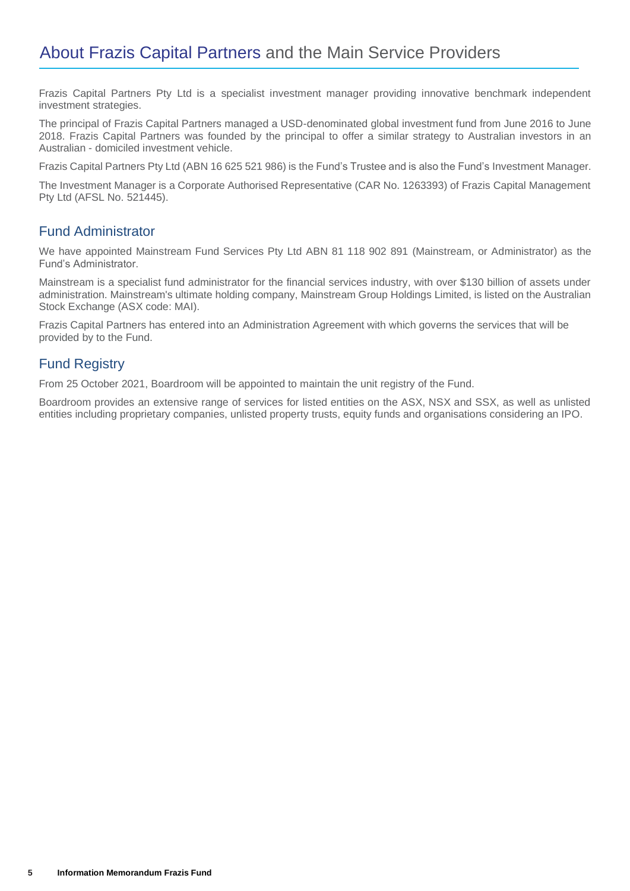# About Frazis Capital Partners and the Main Service Providers

Frazis Capital Partners Pty Ltd is a specialist investment manager providing innovative benchmark independent investment strategies.

The principal of Frazis Capital Partners managed a USD-denominated global investment fund from June 2016 to June 2018. Frazis Capital Partners was founded by the principal to offer a similar strategy to Australian investors in an Australian - domiciled investment vehicle.

Frazis Capital Partners Pty Ltd (ABN 16 625 521 986) is the Fund's Trustee and is also the Fund's Investment Manager.

The Investment Manager is a Corporate Authorised Representative (CAR No. 1263393) of Frazis Capital Management Pty Ltd (AFSL No. 521445).

## Fund Administrator

We have appointed Mainstream Fund Services Pty Ltd ABN 81 118 902 891 (Mainstream, or Administrator) as the Fund's Administrator.

Mainstream is a specialist fund administrator for the financial services industry, with over $130 billion of assets under administration. Mainstream's ultimate holding company, Mainstream Group Holdings Limited, is listed on the Australian Stock Exchange (ASX code: MAI).

Frazis Capital Partners has entered into an Administration Agreement with which governs the services that will be provided by to the Fund.

## Fund Registry

From 25 October 2021, Boardroom will be appointed to maintain the unit registry of the Fund.

Boardroom provides an extensive range of services for listed entities on the ASX, NSX and SSX, as well as unlisted entities including proprietary companies, unlisted property trusts, equity funds and organisations considering an IPO.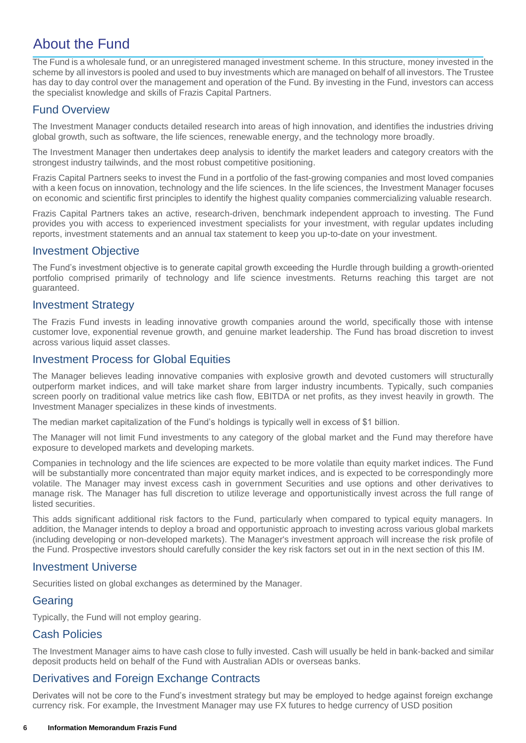# About the Fund

The Fund is a wholesale fund, or an unregistered managed investment scheme. In this structure, money invested in the scheme by all investors is pooled and used to buy investments which are managed on behalf of all investors. The Trustee has day to day control over the management and operation of the Fund. By investing in the Fund, investors can access the specialist knowledge and skills of Frazis Capital Partners.

## Fund Overview

The Investment Manager conducts detailed research into areas of high innovation, and identifies the industries driving global growth, such as software, the life sciences, renewable energy, and the technology more broadly.

The Investment Manager then undertakes deep analysis to identify the market leaders and category creators with the strongest industry tailwinds, and the most robust competitive positioning.

Frazis Capital Partners seeks to invest the Fund in a portfolio of the fast-growing companies and most loved companies with a keen focus on innovation, technology and the life sciences. In the life sciences, the Investment Manager focuses on economic and scientific first principles to identify the highest quality companies commercializing valuable research.

Frazis Capital Partners takes an active, research-driven, benchmark independent approach to investing. The Fund provides you with access to experienced investment specialists for your investment, with regular updates including reports, investment statements and an annual tax statement to keep you up-to-date on your investment.

## Investment Objective

The Fund's investment objective is to generate capital growth exceeding the Hurdle through building a growth-oriented portfolio comprised primarily of technology and life science investments. Returns reaching this target are not guaranteed.

## Investment Strategy

The Frazis Fund invests in leading innovative growth companies around the world, specifically those with intense customer love, exponential revenue growth, and genuine market leadership. The Fund has broad discretion to invest across various liquid asset classes.

## Investment Process for Global Equities

The Manager believes leading innovative companies with explosive growth and devoted customers will structurally outperform market indices, and will take market share from larger industry incumbents. Typically, such companies screen poorly on traditional value metrics like cash flow, EBITDA or net profits, as they invest heavily in growth. The Investment Manager specializes in these kinds of investments.

The median market capitalization of the Fund's holdings is typically well in excess of $1 billion.

The Manager will not limit Fund investments to any category of the global market and the Fund may therefore have exposure to developed markets and developing markets.

Companies in technology and the life sciences are expected to be more volatile than equity market indices. The Fund will be substantially more concentrated than major equity market indices, and is expected to be correspondingly more volatile. The Manager may invest excess cash in government Securities and use options and other derivatives to manage risk. The Manager has full discretion to utilize leverage and opportunistically invest across the full range of listed securities.

This adds significant additional risk factors to the Fund, particularly when compared to typical equity managers. In addition, the Manager intends to deploy a broad and opportunistic approach to investing across various global markets (including developing or non-developed markets). The Manager's investment approach will increase the risk profile of the Fund. Prospective investors should carefully consider the key risk factors set out in in the next section of this IM.

## Investment Universe

Securities listed on global exchanges as determined by the Manager.

## Gearing

Typically, the Fund will not employ gearing.

## Cash Policies

The Investment Manager aims to have cash close to fully invested. Cash will usually be held in bank-backed and similar deposit products held on behalf of the Fund with Australian ADIs or overseas banks.

## Derivatives and Foreign Exchange Contracts

Derivates will not be core to the Fund's investment strategy but may be employed to hedge against foreign exchange currency risk. For example, the Investment Manager may use FX futures to hedge currency of USD position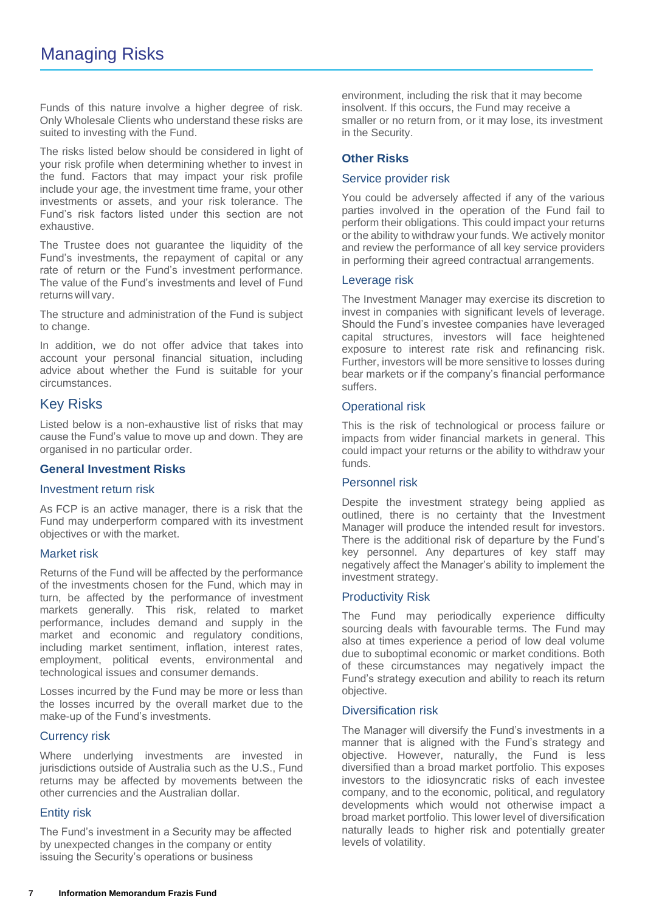# Managing Risks

Funds of this nature involve a higher degree of risk. Only Wholesale Clients who understand these risks are suited to investing with the Fund.

The risks listed below should be considered in light of your risk profile when determining whether to invest in the fund. Factors that may impact your risk profile include your age, the investment time frame, your other investments or assets, and your risk tolerance. The Fund's risk factors listed under this section are not exhaustive.

The Trustee does not guarantee the liquidity of the Fund's investments, the repayment of capital or any rate of return or the Fund's investment performance. The value of the Fund's investments and level of Fund returns will vary.

The structure and administration of the Fund is subject to change.

In addition, we do not offer advice that takes into account your personal financial situation, including advice about whether the Fund is suitable for your circumstances.

## Key Risks

Listed below is a non-exhaustive list of risks that may cause the Fund's value to move up and down. They are organised in no particular order.

### General Investment Risks

#### Investment return risk

As FCP is an active manager, there is a risk that the Fund may underperform compared with its investment objectives or with the market.

#### Market risk

Returns of the Fund will be affected by the performance of the investments chosen for the Fund, which may in turn, be affected by the performance of investment markets generally. This risk, related to market performance, includes demand and supply in the market and economic and regulatory conditions, including market sentiment, inflation, interest rates, employment, political events, environmental and technological issues and consumer demands.

Losses incurred by the Fund may be more or less than the losses incurred by the overall market due to the make-up of the Fund's investments.

#### Currency risk

Where underlying investments are invested in jurisdictions outside of Australia such as the U.S., Fund returns may be affected by movements between the other currencies and the Australian dollar.

#### Entity risk

The Fund's investment in a Security may be affected by unexpected changes in the company or entity issuing the Security's operations or business environment, including the risk that it may become insolvent. If this occurs, the Fund may receive a smaller or no return from, or it may lose, its investment in the Security.

### Other Risks

#### Service provider risk

You could be adversely affected if any of the various parties involved in the operation of the Fund fail to perform their obligations. This could impact your returns or the ability to withdraw your funds. We actively monitor and review the performance of all key service providers in performing their agreed contractual arrangements.

#### Leverage risk

The Investment Manager may exercise its discretion to invest in companies with significant levels of leverage. Should the Fund's investee companies have leveraged capital structures, investors will face heightened exposure to interest rate risk and refinancing risk. Further, investors will be more sensitive to losses during bear markets or if the company's financial performance suffers.

#### Operational risk

This is the risk of technological or process failure or impacts from wider financial markets in general. This could impact your returns or the ability to withdraw your funds.

#### Personnel risk

Despite the investment strategy being applied as outlined, there is no certainty that the Investment Manager will produce the intended result for investors. There is the additional risk of departure by the Fund's key personnel. Any departures of key staff may negatively affect the Manager's ability to implement the investment strategy.

#### Productivity Risk

The Fund may periodically experience difficulty sourcing deals with favourable terms. The Fund may also at times experience a period of low deal volume due to suboptimal economic or market conditions. Both of these circumstances may negatively impact the Fund's strategy execution and ability to reach its return objective.

#### Diversification risk

The Manager will diversify the Fund's investments in a manner that is aligned with the Fund's strategy and objective. However, naturally, the Fund is less diversified than a broad market portfolio. This exposes investors to the idiosyncratic risks of each investee company, and to the economic, political, and regulatory developments which would not otherwise impact a broad market portfolio. This lower level of diversification naturally leads to higher risk and potentially greater levels of volatility.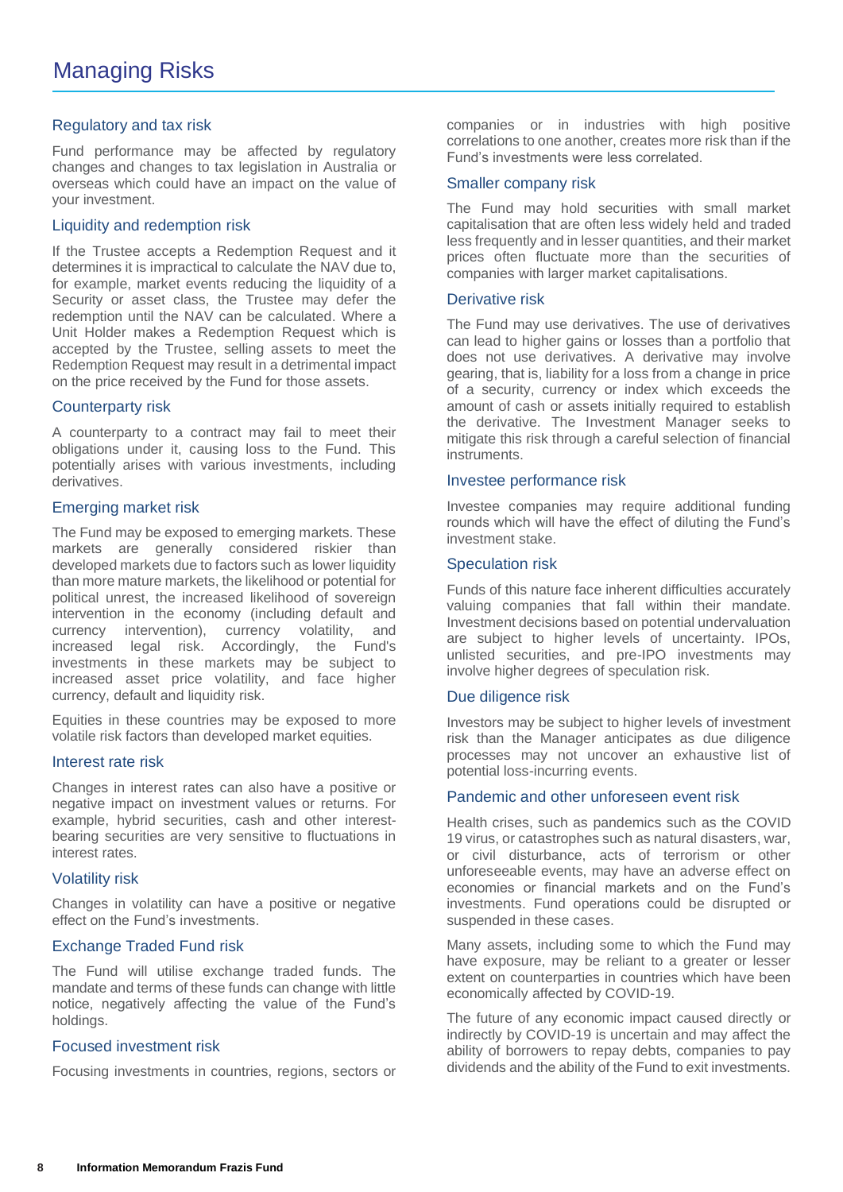# Managing Risks

## Regulatory and tax risk

Fund performance may be affected by regulatory changes and changes to tax legislation in Australia or overseas which could have an impact on the value of your investment.

## Liquidity and redemption risk

If the Trustee accepts a Redemption Request and it determines it is impractical to calculate the NAV due to, for example, market events reducing the liquidity of a Security or asset class, the Trustee may defer the redemption until the NAV can be calculated. Where a Unit Holder makes a Redemption Request which is accepted by the Trustee, selling assets to meet the Redemption Request may result in a detrimental impact on the price received by the Fund for those assets.

## Counterparty risk

A counterparty to a contract may fail to meet their obligations under it, causing loss to the Fund. This potentially arises with various investments, including derivatives.

## Emerging market risk

The Fund may be exposed to emerging markets. These markets are generally considered riskier than developed markets due to factors such as lower liquidity than more mature markets, the likelihood or potential for political unrest, the increased likelihood of sovereign intervention in the economy (including default and currency intervention), currency volatility, and increased legal risk. Accordingly, the Fund's investments in these markets may be subject to increased asset price volatility, and face higher currency, default and liquidity risk.

Equities in these countries may be exposed to more volatile risk factors than developed market equities.

## Interest rate risk

Changes in interest rates can also have a positive or negative impact on investment values or returns. For example, hybrid securities, cash and other interest-bearing securities are very sensitive to fluctuations in interest rates.

## Volatility risk

Changes in volatility can have a positive or negative effect on the Fund's investments.

## Exchange Traded Fund risk

The Fund will utilise exchange traded funds. The mandate and terms of these funds can change with little notice, negatively affecting the value of the Fund's holdings.

## Focused investment risk

Focusing investments in countries, regions, sectors or companies or in industries with high positive correlations to one another, creates more risk than if the Fund's investments were less correlated.

## Smaller company risk

The Fund may hold securities with small market capitalisation that are often less widely held and traded less frequently and in lesser quantities, and their market prices often fluctuate more than the securities of companies with larger market capitalisations.

## Derivative risk

The Fund may use derivatives. The use of derivatives can lead to higher gains or losses than a portfolio that does not use derivatives. A derivative may involve gearing, that is, liability for a loss from a change in price of a security, currency or index which exceeds the amount of cash or assets initially required to establish the derivative. The Investment Manager seeks to mitigate this risk through a careful selection of financial instruments.

## Investee performance risk

Investee companies may require additional funding rounds which will have the effect of diluting the Fund's investment stake.

## Speculation risk

Funds of this nature face inherent difficulties accurately valuing companies that fall within their mandate. Investment decisions based on potential undervaluation are subject to higher levels of uncertainty. IPOs, unlisted securities, and pre-IPO investments may involve higher degrees of speculation risk.

## Due diligence risk

Investors may be subject to higher levels of investment risk than the Manager anticipates as due diligence processes may not uncover an exhaustive list of potential loss-incurring events.

## Pandemic and other unforeseen event risk

Health crises, such as pandemics such as the COVID 19 virus, or catastrophes such as natural disasters, war, or civil disturbance, acts of terrorism or other unforeseeable events, may have an adverse effect on economies or financial markets and on the Fund's investments. Fund operations could be disrupted or suspended in these cases.

Many assets, including some to which the Fund may have exposure, may be reliant to a greater or lesser extent on counterparties in countries which have been economically affected by COVID-19.

The future of any economic impact caused directly or indirectly by COVID-19 is uncertain and may affect the ability of borrowers to repay debts, companies to pay dividends and the ability of the Fund to exit investments.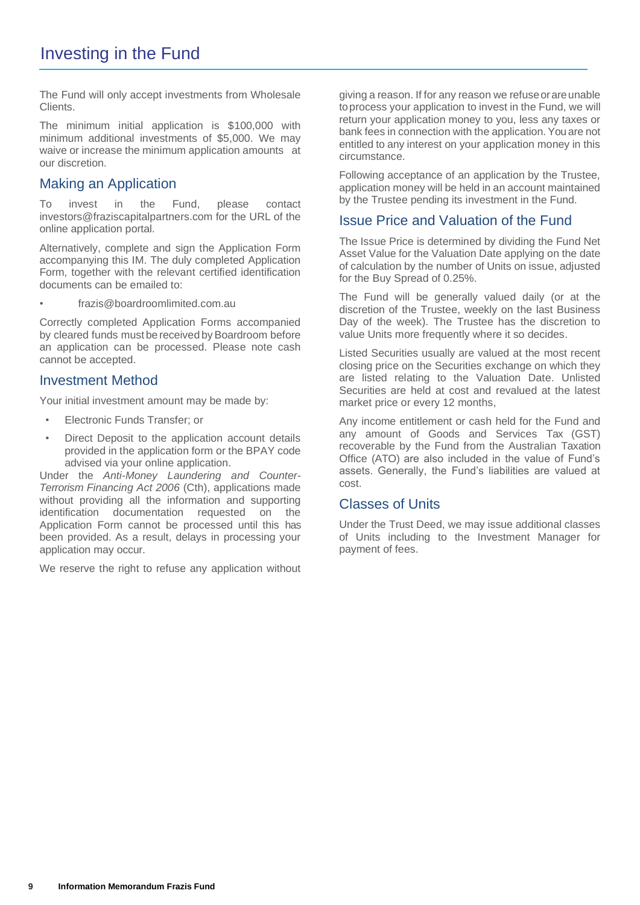# Investing in the Fund

The Fund will only accept investments from Wholesale Clients.

The minimum initial application is $100,000 with minimum additional investments of $5,000. We may waive or increase the minimum application amounts at our discretion.

## Making an Application

To invest in the Fund, please contact investors@fraziscapitalpartners.com for the URL of the online application portal.

Alternatively, complete and sign the Application Form accompanying this IM. The duly completed Application Form, together with the relevant certified identification documents can be emailed to:

- frazis@boardroomlimited.com.au

Correctly completed Application Forms accompanied by cleared funds must be received by Boardroom before an application can be processed. Please note cash cannot be accepted.

## Investment Method

Your initial investment amount may be made by:

- Electronic Funds Transfer; or
- Direct Deposit to the application account details provided in the application form or the BPAY code advised via your online application.

Under the *Anti-Money Laundering and Counter-Terrorism Financing Act 2006* (Cth), applications made without providing all the information and supporting identification documentation requested on the Application Form cannot be processed until this has been provided. As a result, delays in processing your application may occur.

We reserve the right to refuse any application without giving a reason. If for any reason we refuse or are unable to process your application to invest in the Fund, we will return your application money to you, less any taxes or bank fees in connection with the application. You are not entitled to any interest on your application money in this circumstance.

Following acceptance of an application by the Trustee, application money will be held in an account maintained by the Trustee pending its investment in the Fund.

## Issue Price and Valuation of the Fund

The Issue Price is determined by dividing the Fund Net Asset Value for the Valuation Date applying on the date of calculation by the number of Units on issue, adjusted for the Buy Spread of 0.25%.

The Fund will be generally valued daily (or at the discretion of the Trustee, weekly on the last Business Day of the week). The Trustee has the discretion to value Units more frequently where it so decides.

Listed Securities usually are valued at the most recent closing price on the Securities exchange on which they are listed relating to the Valuation Date. Unlisted Securities are held at cost and revalued at the latest market price or every 12 months,

Any income entitlement or cash held for the Fund and any amount of Goods and Services Tax (GST) recoverable by the Fund from the Australian Taxation Office (ATO) are also included in the value of Fund's assets. Generally, the Fund's liabilities are valued at cost.

## Classes of Units

Under the Trust Deed, we may issue additional classes of Units including to the Investment Manager for payment of fees.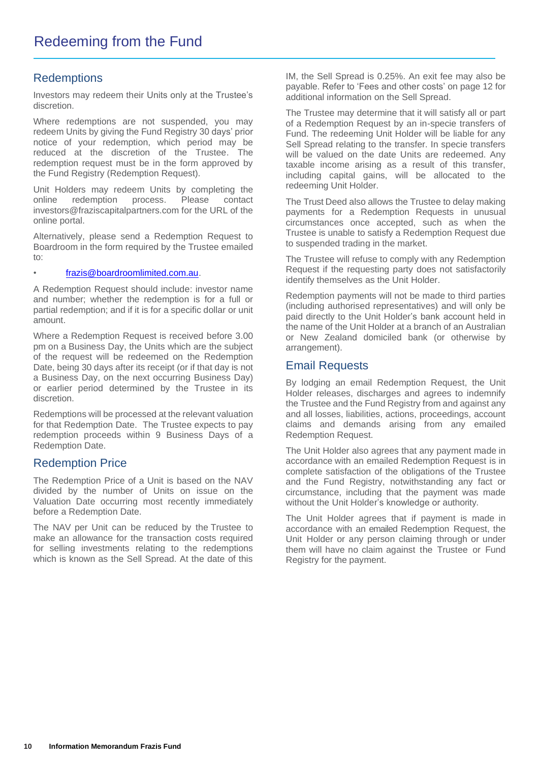# Redeeming from the Fund

## Redemptions

Investors may redeem their Units only at the Trustee's discretion.

Where redemptions are not suspended, you may redeem Units by giving the Fund Registry 30 days' prior notice of your redemption, which period may be reduced at the discretion of the Trustee. The redemption request must be in the form approved by the Fund Registry (Redemption Request).

Unit Holders may redeem Units by completing the online redemption process. Please contact investors@fraziscapitalpartners.com for the URL of the online portal.

Alternatively, please send a Redemption Request to Boardroom in the form required by the Trustee emailed to:

- frazis@boardroomlimited.com.au.

A Redemption Request should include: investor name and number; whether the redemption is for a full or partial redemption; and if it is for a specific dollar or unit amount.

Where a Redemption Request is received before 3.00 pm on a Business Day, the Units which are the subject of the request will be redeemed on the Redemption Date, being 30 days after its receipt (or if that day is not a Business Day, on the next occurring Business Day) or earlier period determined by the Trustee in its discretion.

Redemptions will be processed at the relevant valuation for that Redemption Date. The Trustee expects to pay redemption proceeds within 9 Business Days of a Redemption Date.

## Redemption Price

The Redemption Price of a Unit is based on the NAV divided by the number of Units on issue on the Valuation Date occurring most recently immediately before a Redemption Date.

The NAV per Unit can be reduced by the Trustee to make an allowance for the transaction costs required for selling investments relating to the redemptions which is known as the Sell Spread. At the date of this IM, the Sell Spread is 0.25%. An exit fee may also be payable. Refer to 'Fees and other costs' on page 12 for additional information on the Sell Spread.

The Trustee may determine that it will satisfy all or part of a Redemption Request by an in-specie transfers of Fund. The redeeming Unit Holder will be liable for any Sell Spread relating to the transfer. In specie transfers will be valued on the date Units are redeemed. Any taxable income arising as a result of this transfer, including capital gains, will be allocated to the redeeming Unit Holder.

The Trust Deed also allows the Trustee to delay making payments for a Redemption Requests in unusual circumstances once accepted, such as when the Trustee is unable to satisfy a Redemption Request due to suspended trading in the market.

The Trustee will refuse to comply with any Redemption Request if the requesting party does not satisfactorily identify themselves as the Unit Holder.

Redemption payments will not be made to third parties (including authorised representatives) and will only be paid directly to the Unit Holder's bank account held in the name of the Unit Holder at a branch of an Australian or New Zealand domiciled bank (or otherwise by arrangement).

## Email Requests

By lodging an email Redemption Request, the Unit Holder releases, discharges and agrees to indemnify the Trustee and the Fund Registry from and against any and all losses, liabilities, actions, proceedings, account claims and demands arising from any emailed Redemption Request.

The Unit Holder also agrees that any payment made in accordance with an emailed Redemption Request is in complete satisfaction of the obligations of the Trustee and the Fund Registry, notwithstanding any fact or circumstance, including that the payment was made without the Unit Holder's knowledge or authority.

The Unit Holder agrees that if payment is made in accordance with an emailed Redemption Request, the Unit Holder or any person claiming through or under them will have no claim against the Trustee or Fund Registry for the payment.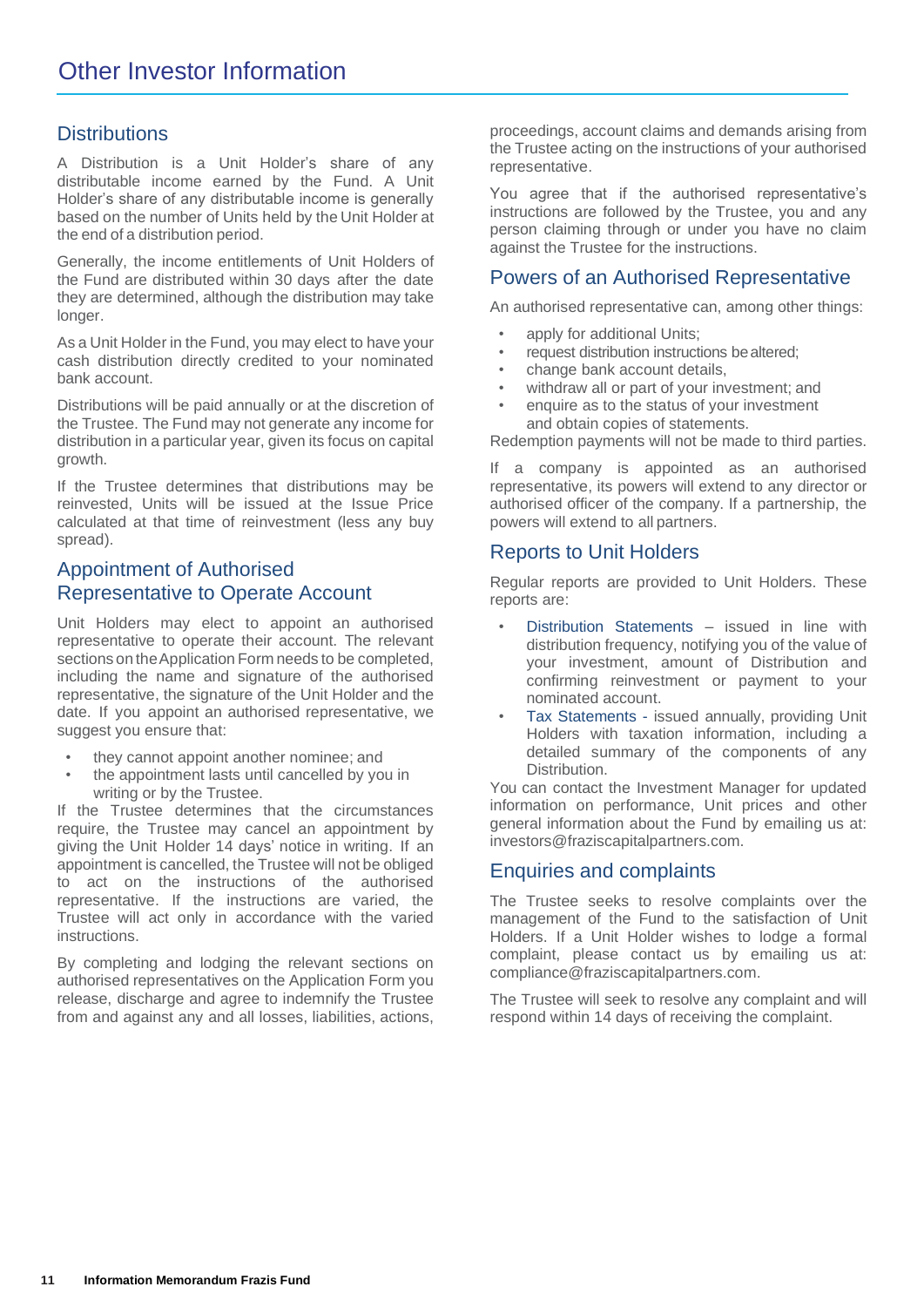# Other Investor Information

## Distributions

A Distribution is a Unit Holder's share of any distributable income earned by the Fund. A Unit Holder's share of any distributable income is generally based on the number of Units held by the Unit Holder at the end of a distribution period.

Generally, the income entitlements of Unit Holders of the Fund are distributed within 30 days after the date they are determined, although the distribution may take longer.

As a Unit Holder in the Fund, you may elect to have your cash distribution directly credited to your nominated bank account.

Distributions will be paid annually or at the discretion of the Trustee. The Fund may not generate any income for distribution in a particular year, given its focus on capital growth.

If the Trustee determines that distributions may be reinvested, Units will be issued at the Issue Price calculated at that time of reinvestment (less any buy spread).

## Appointment of Authorised Representative to Operate Account

Unit Holders may elect to appoint an authorised representative to operate their account. The relevant sections on the Application Form needs to be completed, including the name and signature of the authorised representative, the signature of the Unit Holder and the date. If you appoint an authorised representative, we suggest you ensure that:

- they cannot appoint another nominee; and
- the appointment lasts until cancelled by you in writing or by the Trustee.

If the Trustee determines that the circumstances require, the Trustee may cancel an appointment by giving the Unit Holder 14 days' notice in writing. If an appointment is cancelled, the Trustee will not be obliged to act on the instructions of the authorised representative. If the instructions are varied, the Trustee will act only in accordance with the varied instructions.

By completing and lodging the relevant sections on authorised representatives on the Application Form you release, discharge and agree to indemnify the Trustee from and against any and all losses, liabilities, actions, proceedings, account claims and demands arising from the Trustee acting on the instructions of your authorised representative.

You agree that if the authorised representative's instructions are followed by the Trustee, you and any person claiming through or under you have no claim against the Trustee for the instructions.

## Powers of an Authorised Representative

An authorised representative can, among other things:

- apply for additional Units;
- request distribution instructions be altered;
- change bank account details,
- withdraw all or part of your investment; and
- enquire as to the status of your investment and obtain copies of statements.

Redemption payments will not be made to third parties.

If a company is appointed as an authorised representative, its powers will extend to any director or authorised officer of the company. If a partnership, the powers will extend to all partners.

## Reports to Unit Holders

Regular reports are provided to Unit Holders. These reports are:

- Distribution Statements – issued in line with distribution frequency, notifying you of the value of your investment, amount of Distribution and confirming reinvestment or payment to your nominated account.
- Tax Statements - issued annually, providing Unit Holders with taxation information, including a detailed summary of the components of any Distribution.

You can contact the Investment Manager for updated information on performance, Unit prices and other general information about the Fund by emailing us at: investors@fraziscapitalpartners.com.

## Enquiries and complaints

The Trustee seeks to resolve complaints over the management of the Fund to the satisfaction of Unit Holders. If a Unit Holder wishes to lodge a formal complaint, please contact us by emailing us at: compliance@fraziscapitalpartners.com.

The Trustee will seek to resolve any complaint and will respond within 14 days of receiving the complaint.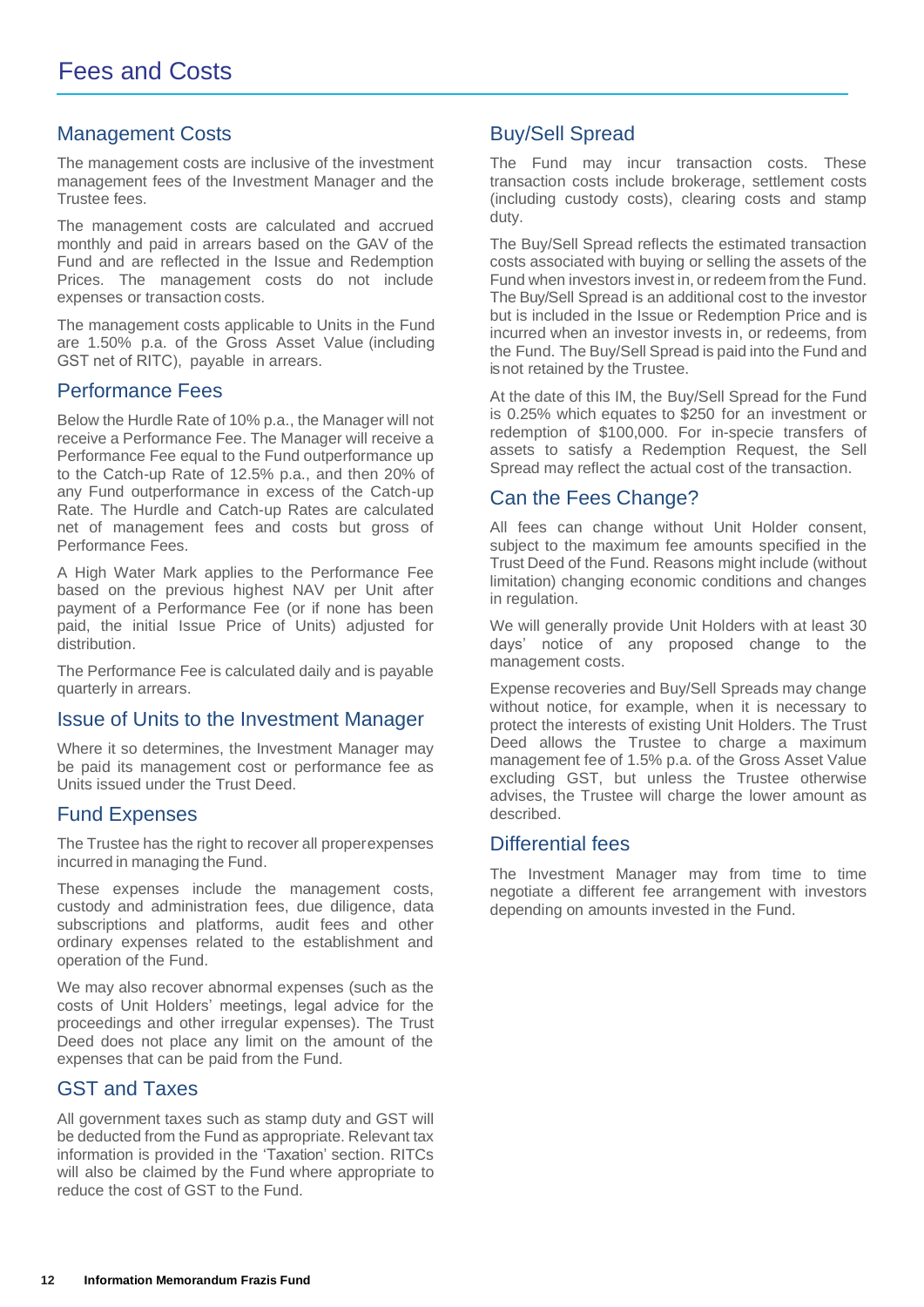# Fees and Costs

## Management Costs

The management costs are inclusive of the investment management fees of the Investment Manager and the Trustee fees.

The management costs are calculated and accrued monthly and paid in arrears based on the GAV of the Fund and are reflected in the Issue and Redemption Prices. The management costs do not include expenses or transaction costs.

The management costs applicable to Units in the Fund are 1.50% p.a. of the Gross Asset Value (including GST net of RITC), payable in arrears.

## Performance Fees

Below the Hurdle Rate of 10% p.a., the Manager will not receive a Performance Fee. The Manager will receive a Performance Fee equal to the Fund outperformance up to the Catch-up Rate of 12.5% p.a., and then 20% of any Fund outperformance in excess of the Catch-up Rate. The Hurdle and Catch-up Rates are calculated net of management fees and costs but gross of Performance Fees.

A High Water Mark applies to the Performance Fee based on the previous highest NAV per Unit after payment of a Performance Fee (or if none has been paid, the initial Issue Price of Units) adjusted for distribution.

The Performance Fee is calculated daily and is payable quarterly in arrears.

## Issue of Units to the Investment Manager

Where it so determines, the Investment Manager may be paid its management cost or performance fee as Units issued under the Trust Deed.

## Fund Expenses

The Trustee has the right to recover all proper expenses incurred in managing the Fund.

These expenses include the management costs, custody and administration fees, due diligence, data subscriptions and platforms, audit fees and other ordinary expenses related to the establishment and operation of the Fund.

We may also recover abnormal expenses (such as the costs of Unit Holders' meetings, legal advice for the proceedings and other irregular expenses). The Trust Deed does not place any limit on the amount of the expenses that can be paid from the Fund.

## GST and Taxes

All government taxes such as stamp duty and GST will be deducted from the Fund as appropriate. Relevant tax information is provided in the 'Taxation' section. RITCs will also be claimed by the Fund where appropriate to reduce the cost of GST to the Fund.

## Buy/Sell Spread

The Fund may incur transaction costs. These transaction costs include brokerage, settlement costs (including custody costs), clearing costs and stamp duty.

The Buy/Sell Spread reflects the estimated transaction costs associated with buying or selling the assets of the Fund when investors invest in, or redeem from the Fund. The Buy/Sell Spread is an additional cost to the investor but is included in the Issue or Redemption Price and is incurred when an investor invests in, or redeems, from the Fund. The Buy/Sell Spread is paid into the Fund and is not retained by the Trustee.

At the date of this IM, the Buy/Sell Spread for the Fund is 0.25% which equates to $250 for an investment or redemption of $100,000. For in-specie transfers of assets to satisfy a Redemption Request, the Sell Spread may reflect the actual cost of the transaction.

## Can the Fees Change?

All fees can change without Unit Holder consent, subject to the maximum fee amounts specified in the Trust Deed of the Fund. Reasons might include (without limitation) changing economic conditions and changes in regulation.

We will generally provide Unit Holders with at least 30 days' notice of any proposed change to the management costs.

Expense recoveries and Buy/Sell Spreads may change without notice, for example, when it is necessary to protect the interests of existing Unit Holders. The Trust Deed allows the Trustee to charge a maximum management fee of 1.5% p.a. of the Gross Asset Value excluding GST, but unless the Trustee otherwise advises, the Trustee will charge the lower amount as described.

## Differential fees

The Investment Manager may from time to time negotiate a different fee arrangement with investors depending on amounts invested in the Fund.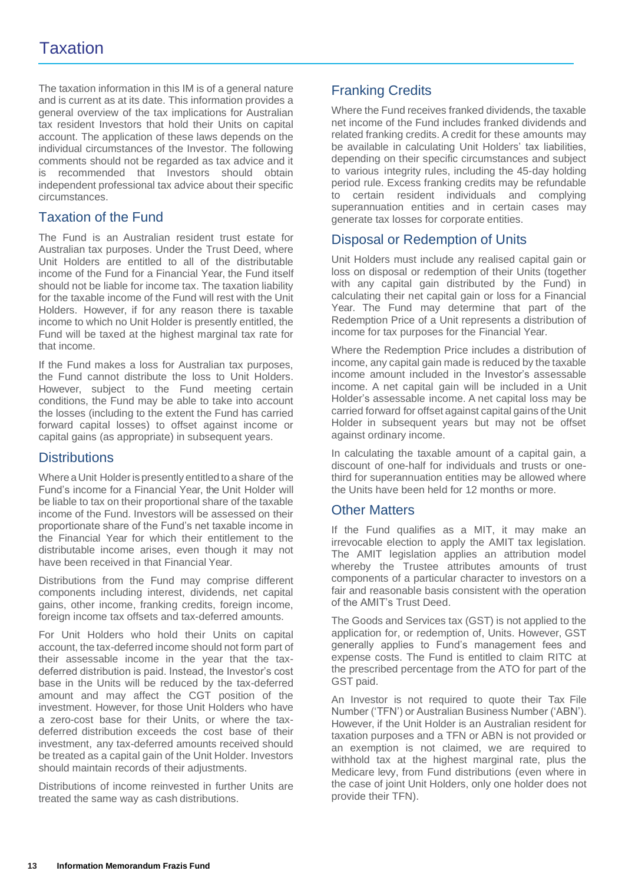# Taxation

The taxation information in this IM is of a general nature and is current as at its date. This information provides a general overview of the tax implications for Australian tax resident Investors that hold their Units on capital account. The application of these laws depends on the individual circumstances of the Investor. The following comments should not be regarded as tax advice and it is recommended that Investors should obtain independent professional tax advice about their specific circumstances.

## Taxation of the Fund

The Fund is an Australian resident trust estate for Australian tax purposes. Under the Trust Deed, where Unit Holders are entitled to all of the distributable income of the Fund for a Financial Year, the Fund itself should not be liable for income tax. The taxation liability for the taxable income of the Fund will rest with the Unit Holders. However, if for any reason there is taxable income to which no Unit Holder is presently entitled, the Fund will be taxed at the highest marginal tax rate for that income.

If the Fund makes a loss for Australian tax purposes, the Fund cannot distribute the loss to Unit Holders. However, subject to the Fund meeting certain conditions, the Fund may be able to take into account the losses (including to the extent the Fund has carried forward capital losses) to offset against income or capital gains (as appropriate) in subsequent years.

## Distributions

Where a Unit Holder is presently entitled to a share of the Fund's income for a Financial Year, the Unit Holder will be liable to tax on their proportional share of the taxable income of the Fund. Investors will be assessed on their proportionate share of the Fund's net taxable income in the Financial Year for which their entitlement to the distributable income arises, even though it may not have been received in that Financial Year.

Distributions from the Fund may comprise different components including interest, dividends, net capital gains, other income, franking credits, foreign income, foreign income tax offsets and tax-deferred amounts.

For Unit Holders who hold their Units on capital account, the tax-deferred income should not form part of their assessable income in the year that the tax-deferred distribution is paid. Instead, the Investor's cost base in the Units will be reduced by the tax-deferred amount and may affect the CGT position of the investment. However, for those Unit Holders who have a zero-cost base for their Units, or where the tax-deferred distribution exceeds the cost base of their investment, any tax-deferred amounts received should be treated as a capital gain of the Unit Holder. Investors should maintain records of their adjustments.

Distributions of income reinvested in further Units are treated the same way as cash distributions.

## Franking Credits

Where the Fund receives franked dividends, the taxable net income of the Fund includes franked dividends and related franking credits. A credit for these amounts may be available in calculating Unit Holders' tax liabilities, depending on their specific circumstances and subject to various integrity rules, including the 45-day holding period rule. Excess franking credits may be refundable to certain resident individuals and complying superannuation entities and in certain cases may generate tax losses for corporate entities.

## Disposal or Redemption of Units

Unit Holders must include any realised capital gain or loss on disposal or redemption of their Units (together with any capital gain distributed by the Fund) in calculating their net capital gain or loss for a Financial Year. The Fund may determine that part of the Redemption Price of a Unit represents a distribution of income for tax purposes for the Financial Year.

Where the Redemption Price includes a distribution of income, any capital gain made is reduced by the taxable income amount included in the Investor's assessable income. A net capital gain will be included in a Unit Holder's assessable income. A net capital loss may be carried forward for offset against capital gains of the Unit Holder in subsequent years but may not be offset against ordinary income.

In calculating the taxable amount of a capital gain, a discount of one-half for individuals and trusts or one-third for superannuation entities may be allowed where the Units have been held for 12 months or more.

## Other Matters

If the Fund qualifies as a MIT, it may make an irrevocable election to apply the AMIT tax legislation. The AMIT legislation applies an attribution model whereby the Trustee attributes amounts of trust components of a particular character to investors on a fair and reasonable basis consistent with the operation of the AMIT's Trust Deed.

The Goods and Services tax (GST) is not applied to the application for, or redemption of, Units. However, GST generally applies to Fund's management fees and expense costs. The Fund is entitled to claim RITC at the prescribed percentage from the ATO for part of the GST paid.

An Investor is not required to quote their Tax File Number ('TFN') or Australian Business Number ('ABN'). However, if the Unit Holder is an Australian resident for taxation purposes and a TFN or ABN is not provided or an exemption is not claimed, we are required to withhold tax at the highest marginal rate, plus the Medicare levy, from Fund distributions (even where in the case of joint Unit Holders, only one holder does not provide their TFN).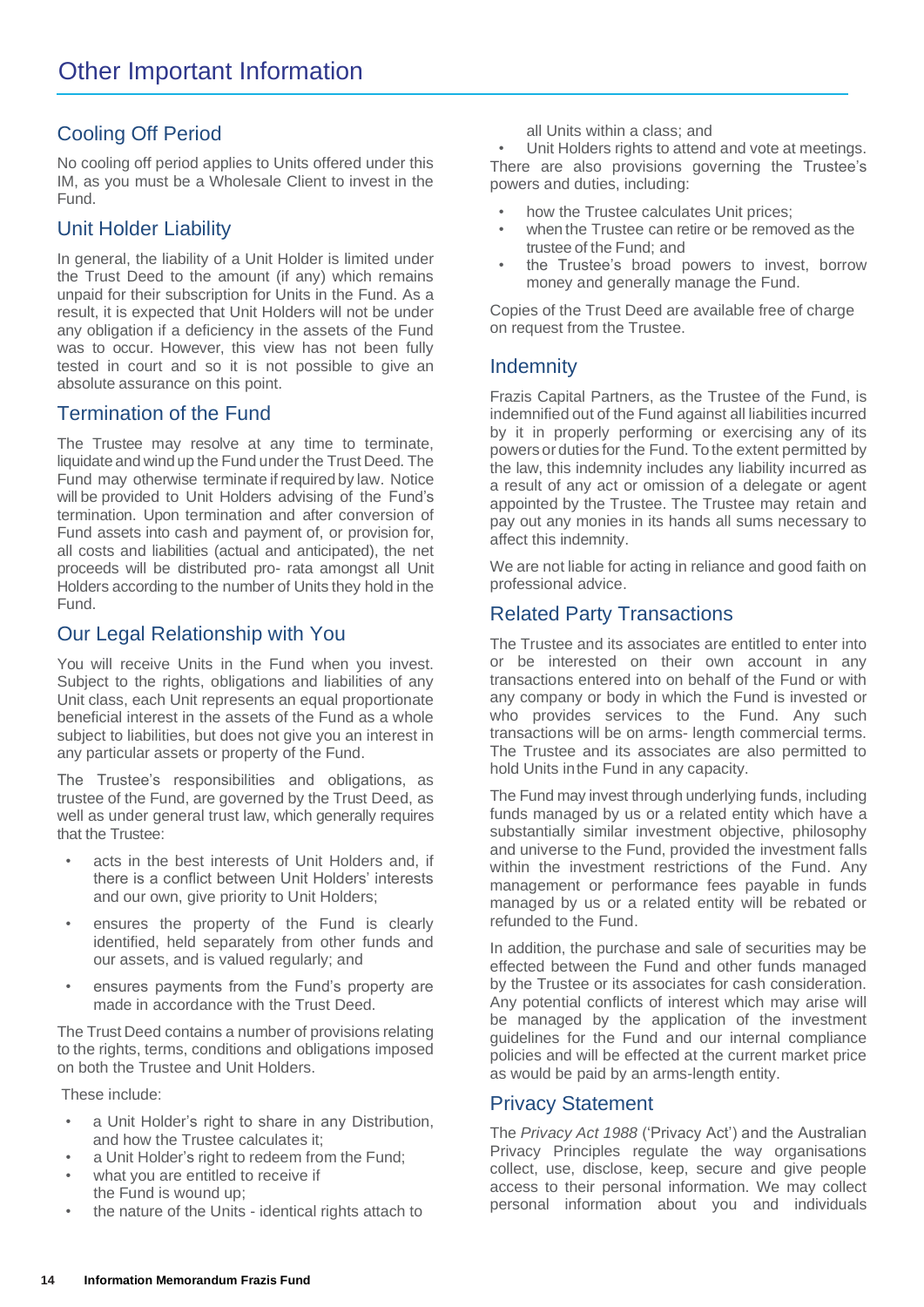# Other Important Information

## Cooling Off Period

No cooling off period applies to Units offered under this IM, as you must be a Wholesale Client to invest in the Fund.

## Unit Holder Liability

In general, the liability of a Unit Holder is limited under the Trust Deed to the amount (if any) which remains unpaid for their subscription for Units in the Fund. As a result, it is expected that Unit Holders will not be under any obligation if a deficiency in the assets of the Fund was to occur. However, this view has not been fully tested in court and so it is not possible to give an absolute assurance on this point.

## Termination of the Fund

The Trustee may resolve at any time to terminate, liquidate and wind up the Fund under the Trust Deed. The Fund may otherwise terminate if required by law. Notice will be provided to Unit Holders advising of the Fund's termination. Upon termination and after conversion of Fund assets into cash and payment of, or provision for, all costs and liabilities (actual and anticipated), the net proceeds will be distributed pro- rata amongst all Unit Holders according to the number of Units they hold in the Fund.

## Our Legal Relationship with You

You will receive Units in the Fund when you invest. Subject to the rights, obligations and liabilities of any Unit class, each Unit represents an equal proportionate beneficial interest in the assets of the Fund as a whole subject to liabilities, but does not give you an interest in any particular assets or property of the Fund.

The Trustee's responsibilities and obligations, as trustee of the Fund, are governed by the Trust Deed, as well as under general trust law, which generally requires that the Trustee:

- acts in the best interests of Unit Holders and, if there is a conflict between Unit Holders' interests and our own, give priority to Unit Holders;
- ensures the property of the Fund is clearly identified, held separately from other funds and our assets, and is valued regularly; and
- ensures payments from the Fund's property are made in accordance with the Trust Deed.

The Trust Deed contains a number of provisions relating to the rights, terms, conditions and obligations imposed on both the Trustee and Unit Holders.

These include:

- a Unit Holder's right to share in any Distribution, and how the Trustee calculates it;
- a Unit Holder's right to redeem from the Fund;
- what you are entitled to receive if the Fund is wound up;
- the nature of the Units - identical rights attach to all Units within a class; and
- Unit Holders rights to attend and vote at meetings.

There are also provisions governing the Trustee's powers and duties, including:

- how the Trustee calculates Unit prices;
- when the Trustee can retire or be removed as the trustee of the Fund; and
- the Trustee's broad powers to invest, borrow money and generally manage the Fund.

Copies of the Trust Deed are available free of charge on request from the Trustee.

## Indemnity

Frazis Capital Partners, as the Trustee of the Fund, is indemnified out of the Fund against all liabilities incurred by it in properly performing or exercising any of its powers or duties for the Fund. To the extent permitted by the law, this indemnity includes any liability incurred as a result of any act or omission of a delegate or agent appointed by the Trustee. The Trustee may retain and pay out any monies in its hands all sums necessary to affect this indemnity.

We are not liable for acting in reliance and good faith on professional advice.

## Related Party Transactions

The Trustee and its associates are entitled to enter into or be interested on their own account in any transactions entered into on behalf of the Fund or with any company or body in which the Fund is invested or who provides services to the Fund. Any such transactions will be on arms- length commercial terms. The Trustee and its associates are also permitted to hold Units in the Fund in any capacity.

The Fund may invest through underlying funds, including funds managed by us or a related entity which have a substantially similar investment objective, philosophy and universe to the Fund, provided the investment falls within the investment restrictions of the Fund. Any management or performance fees payable in funds managed by us or a related entity will be rebated or refunded to the Fund.

In addition, the purchase and sale of securities may be effected between the Fund and other funds managed by the Trustee or its associates for cash consideration. Any potential conflicts of interest which may arise will be managed by the application of the investment guidelines for the Fund and our internal compliance policies and will be effected at the current market price as would be paid by an arms-length entity.

## Privacy Statement

The *Privacy Act 1988* ('Privacy Act') and the Australian Privacy Principles regulate the way organisations collect, use, disclose, keep, secure and give people access to their personal information. We may collect personal information about you and individuals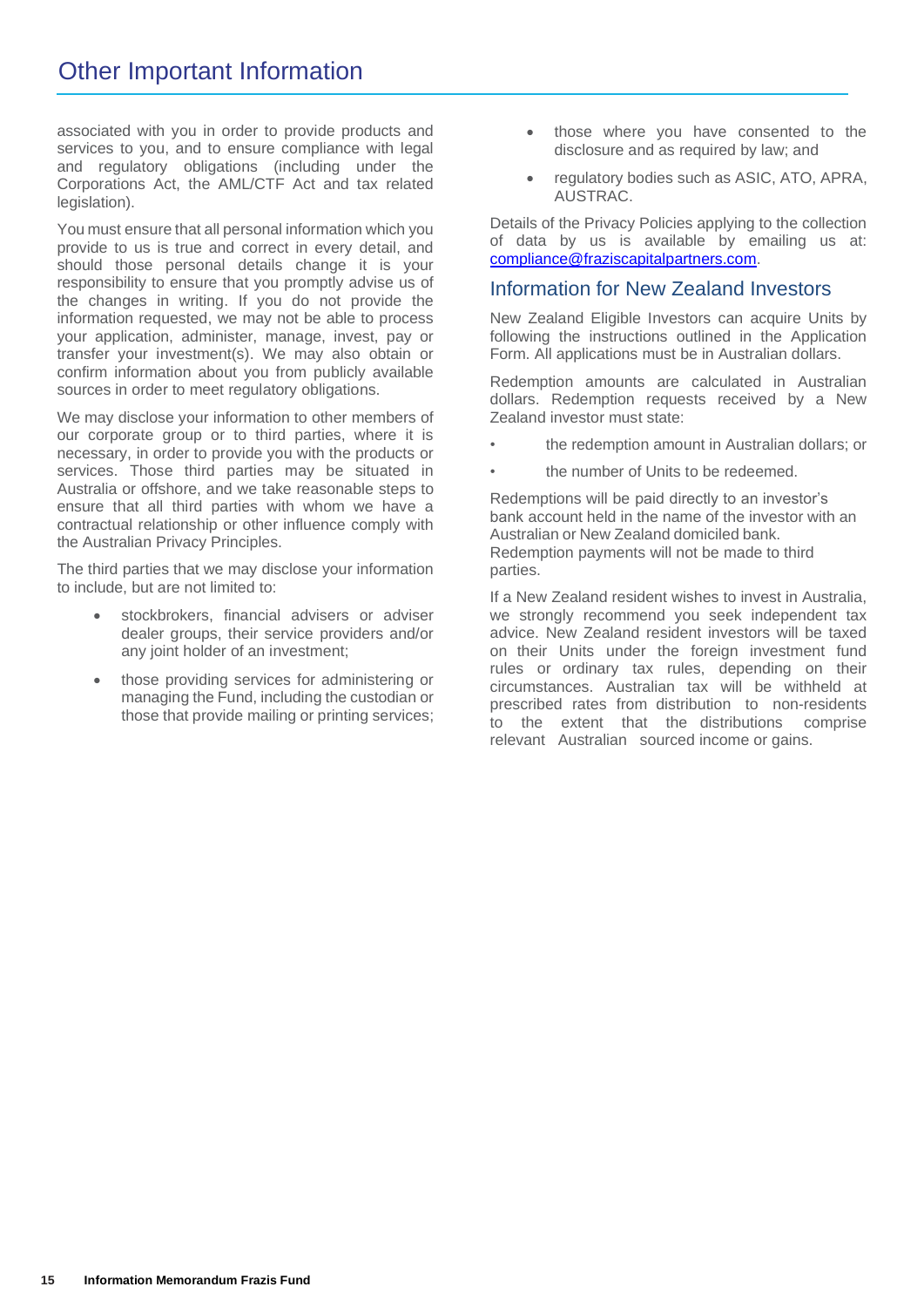# Other Important Information

associated with you in order to provide products and services to you, and to ensure compliance with legal and regulatory obligations (including under the Corporations Act, the AML/CTF Act and tax related legislation).

You must ensure that all personal information which you provide to us is true and correct in every detail, and should those personal details change it is your responsibility to ensure that you promptly advise us of the changes in writing. If you do not provide the information requested, we may not be able to process your application, administer, manage, invest, pay or transfer your investment(s). We may also obtain or confirm information about you from publicly available sources in order to meet regulatory obligations.

We may disclose your information to other members of our corporate group or to third parties, where it is necessary, in order to provide you with the products or services. Those third parties may be situated in Australia or offshore, and we take reasonable steps to ensure that all third parties with whom we have a contractual relationship or other influence comply with the Australian Privacy Principles.

The third parties that we may disclose your information to include, but are not limited to:

- stockbrokers, financial advisers or adviser dealer groups, their service providers and/or any joint holder of an investment;
- those providing services for administering or managing the Fund, including the custodian or those that provide mailing or printing services;
- those where you have consented to the disclosure and as required by law; and
- regulatory bodies such as ASIC, ATO, APRA, AUSTRAC.

Details of the Privacy Policies applying to the collection of data by us is available by emailing us at: compliance@fraziscapitalpartners.com.

## Information for New Zealand Investors

New Zealand Eligible Investors can acquire Units by following the instructions outlined in the Application Form. All applications must be in Australian dollars.

Redemption amounts are calculated in Australian dollars. Redemption requests received by a New Zealand investor must state:

- the redemption amount in Australian dollars; or
- the number of Units to be redeemed.

Redemptions will be paid directly to an investor's bank account held in the name of the investor with an Australian or New Zealand domiciled bank. Redemption payments will not be made to third parties.

If a New Zealand resident wishes to invest in Australia, we strongly recommend you seek independent tax advice. New Zealand resident investors will be taxed on their Units under the foreign investment fund rules or ordinary tax rules, depending on their circumstances. Australian tax will be withheld at prescribed rates from distribution to non-residents to the extent that the distributions comprise relevant Australian sourced income or gains.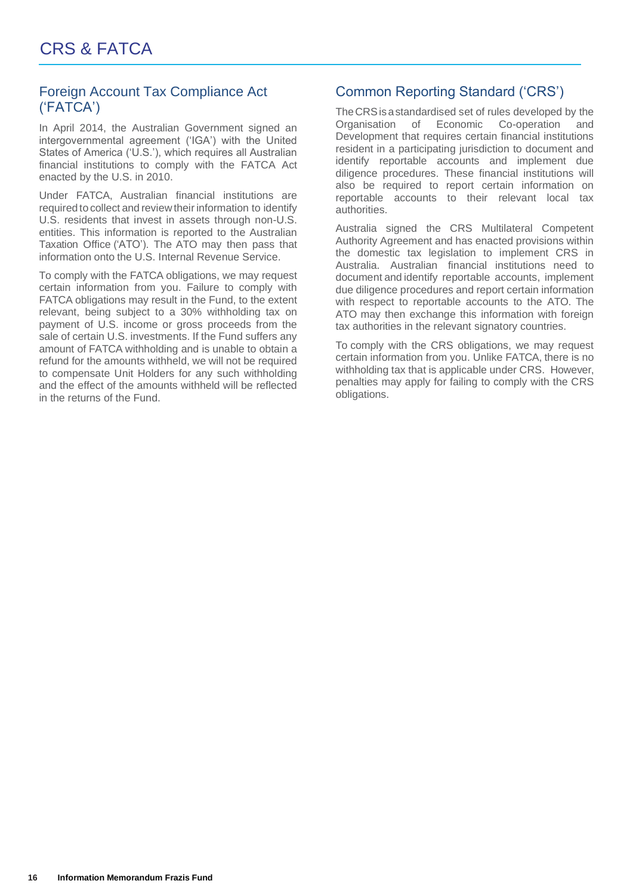# CRS & FATCA

## Foreign Account Tax Compliance Act ('FATCA')

In April 2014, the Australian Government signed an intergovernmental agreement ('IGA') with the United States of America ('U.S.'), which requires all Australian financial institutions to comply with the FATCA Act enacted by the U.S. in 2010.

Under FATCA, Australian financial institutions are required to collect and review their information to identify U.S. residents that invest in assets through non-U.S. entities. This information is reported to the Australian Taxation Office ('ATO'). The ATO may then pass that information onto the U.S. Internal Revenue Service.

To comply with the FATCA obligations, we may request certain information from you. Failure to comply with FATCA obligations may result in the Fund, to the extent relevant, being subject to a 30% withholding tax on payment of U.S. income or gross proceeds from the sale of certain U.S. investments. If the Fund suffers any amount of FATCA withholding and is unable to obtain a refund for the amounts withheld, we will not be required to compensate Unit Holders for any such withholding and the effect of the amounts withheld will be reflected in the returns of the Fund.

## Common Reporting Standard ('CRS')

The CRS is a standardised set of rules developed by the Organisation of Economic Co-operation and Development that requires certain financial institutions resident in a participating jurisdiction to document and identify reportable accounts and implement due diligence procedures. These financial institutions will also be required to report certain information on reportable accounts to their relevant local tax authorities.

Australia signed the CRS Multilateral Competent Authority Agreement and has enacted provisions within the domestic tax legislation to implement CRS in Australia. Australian financial institutions need to document and identify reportable accounts, implement due diligence procedures and report certain information with respect to reportable accounts to the ATO. The ATO may then exchange this information with foreign tax authorities in the relevant signatory countries.

To comply with the CRS obligations, we may request certain information from you. Unlike FATCA, there is no withholding tax that is applicable under CRS. However, penalties may apply for failing to comply with the CRS obligations.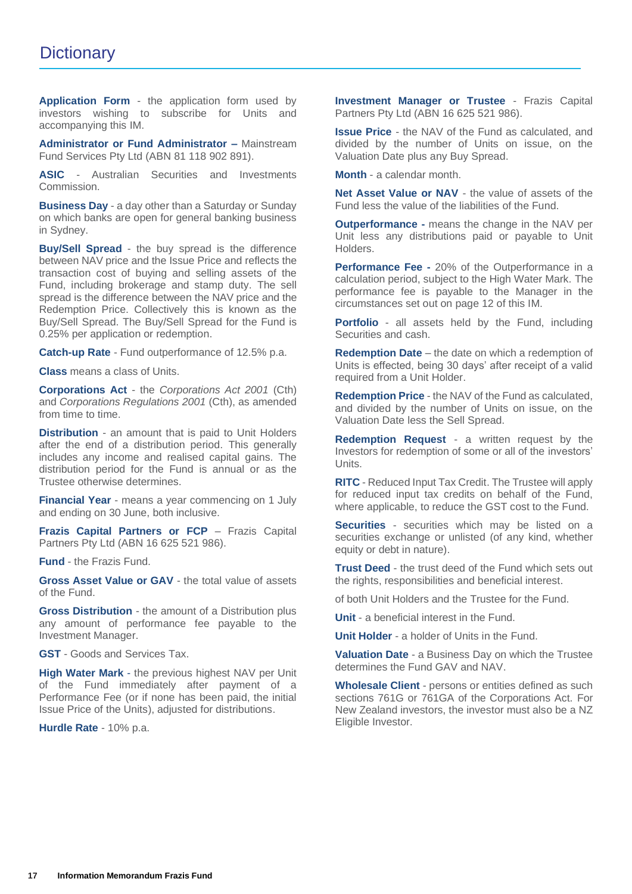# Dictionary

**Application Form** - the application form used by investors wishing to subscribe for Units and accompanying this IM.

**Administrator or Fund Administrator –** Mainstream Fund Services Pty Ltd (ABN 81 118 902 891).

**ASIC** - Australian Securities and Investments Commission.

**Business Day** - a day other than a Saturday or Sunday on which banks are open for general banking business in Sydney.

**Buy/Sell Spread** - the buy spread is the difference between NAV price and the Issue Price and reflects the transaction cost of buying and selling assets of the Fund, including brokerage and stamp duty. The sell spread is the difference between the NAV price and the Redemption Price. Collectively this is known as the Buy/Sell Spread. The Buy/Sell Spread for the Fund is 0.25% per application or redemption.

**Catch-up Rate** - Fund outperformance of 12.5% p.a.

**Class** means a class of Units.

**Corporations Act** - the *Corporations Act 2001* (Cth) and *Corporations Regulations 2001* (Cth), as amended from time to time.

**Distribution** - an amount that is paid to Unit Holders after the end of a distribution period. This generally includes any income and realised capital gains. The distribution period for the Fund is annual or as the Trustee otherwise determines.

**Financial Year** - means a year commencing on 1 July and ending on 30 June, both inclusive.

**Frazis Capital Partners or FCP** – Frazis Capital Partners Pty Ltd (ABN 16 625 521 986).

**Fund** - the Frazis Fund.

**Gross Asset Value or GAV** - the total value of assets of the Fund.

**Gross Distribution** - the amount of a Distribution plus any amount of performance fee payable to the Investment Manager.

**GST** - Goods and Services Tax.

**High Water Mark** - the previous highest NAV per Unit of the Fund immediately after payment of a Performance Fee (or if none has been paid, the initial Issue Price of the Units), adjusted for distributions.

**Hurdle Rate** - 10% p.a.

**Investment Manager or Trustee** - Frazis Capital Partners Pty Ltd (ABN 16 625 521 986).

**Issue Price** - the NAV of the Fund as calculated, and divided by the number of Units on issue, on the Valuation Date plus any Buy Spread.

**Month** - a calendar month.

**Net Asset Value or NAV** - the value of assets of the Fund less the value of the liabilities of the Fund.

**Outperformance -** means the change in the NAV per Unit less any distributions paid or payable to Unit Holders.

**Performance Fee -** 20% of the Outperformance in a calculation period, subject to the High Water Mark. The performance fee is payable to the Manager in the circumstances set out on page 12 of this IM.

**Portfolio** - all assets held by the Fund, including Securities and cash.

**Redemption Date** – the date on which a redemption of Units is effected, being 30 days' after receipt of a valid required from a Unit Holder.

**Redemption Price** - the NAV of the Fund as calculated, and divided by the number of Units on issue, on the Valuation Date less the Sell Spread.

**Redemption Request** - a written request by the Investors for redemption of some or all of the investors' Units.

**RITC** - Reduced Input Tax Credit. The Trustee will apply for reduced input tax credits on behalf of the Fund, where applicable, to reduce the GST cost to the Fund.

**Securities** - securities which may be listed on a securities exchange or unlisted (of any kind, whether equity or debt in nature).

**Trust Deed** - the trust deed of the Fund which sets out the rights, responsibilities and beneficial interest.

of both Unit Holders and the Trustee for the Fund.

**Unit** - a beneficial interest in the Fund.

**Unit Holder** - a holder of Units in the Fund.

**Valuation Date** - a Business Day on which the Trustee determines the Fund GAV and NAV.

**Wholesale Client** - persons or entities defined as such sections 761G or 761GA of the Corporations Act. For New Zealand investors, the investor must also be a NZ Eligible Investor.